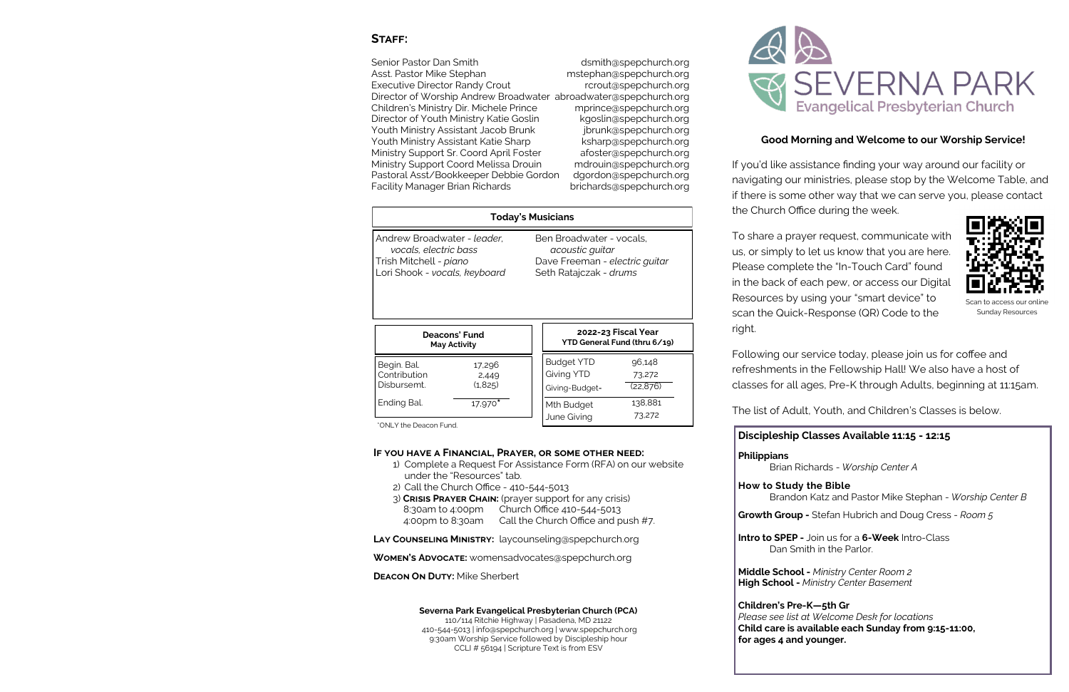## STAFF:

| | |
|---|---|
| Senior Pastor Dan Smith | dsmith@spepchurch.org |
| Asst. Pastor Mike Stephan | mstephan@spepchurch.org |
| Executive Director Randy Crout | rcrout@spepchurch.org |
| Director of Worship Andrew Broadwater | abroadwater@spepchurch.org |
| Children's Ministry Dir. Michele Prince | mprince@spepchurch.org |
| Director of Youth Ministry Katie Goslin | kgoslin@spepchurch.org |
| Youth Ministry Assistant Jacob Brunk | jbrunk@spepchurch.org |
| Youth Ministry Assistant Katie Sharp | ksharp@spepchurch.org |
| Ministry Support Sr. Coord April Foster | afoster@spepchurch.org |
| Ministry Support Coord Melissa Drouin | mdrouin@spepchurch.org |
| Pastoral Asst/Bookkeeper Debbie Gordon | dgordon@spepchurch.org |
| Facility Manager Brian Richards | brichards@spepchurch.org |

### Today's Musicians

Andrew Broadwater - *leader, vocals, electric bass*
Trish Mitchell - *piano*
Lori Shook - *vocals, keyboard*
Ben Broadwater - vocals, *acoustic guitar*
Dave Freeman - *electric guitar*
Seth Ratajczak - *drums*

| Deacons' Fund May Activity | |
|---|---|
| Begin. Bal. | 17,296 |
| Contribution | 2,449 |
| Disbursemt. | (1,825) |
| Ending Bal. | 17,970* |

*ONLY the Deacon Fund.

| 2022-23 Fiscal Year YTD General Fund (thru 6/19) | |
|---|---|
| Budget YTD | 96,148 |
| Giving YTD | 73,272 |
| Giving-Budget- | (22,876) |
| Mth Budget | 138,881 |
| June Giving | 73,272 |

### IF YOU HAVE A FINANCIAL, PRAYER, OR SOME OTHER NEED:

1) Complete a Request For Assistance Form (RFA) on our website under the "Resources" tab.
2) Call the Church Office - 410-544-5013
3) **CRISIS PRAYER CHAIN:** (prayer support for any crisis)
   8:30am to 4:00pm — Church Office 410-544-5013
   4:00pm to 8:30am — Call the Church Office and push #7.

**LAY COUNSELING MINISTRY:** laycounseling@spepchurch.org

**WOMEN'S ADVOCATE:** womensadvocates@spepchurch.org

**DEACON ON DUTY:** Mike Sherbert

**Severna Park Evangelical Presbyterian Church (PCA)**
110/114 Ritchie Highway | Pasadena, MD 21122
410-544-5013 | info@spepchurch.org | www.spepchurch.org
9:30am Worship Service followed by Discipleship hour
CCLI # 56194 | Scripture Text is from ESV

# SEVERNA PARK
## Evangelical Presbyterian Church

### Good Morning and Welcome to our Worship Service!

If you'd like assistance finding your way around our facility or navigating our ministries, please stop by the Welcome Table, and if there is some other way that we can serve you, please contact the Church Office during the week.

To share a prayer request, communicate with us, or simply to let us know that you are here. Please complete the "In-Touch Card" found in the back of each pew, or access our Digital Resources by using your "smart device" to scan the Quick-Response (QR) Code to the right.

Scan to access our online Sunday Resources

Following our service today, please join us for coffee and refreshments in the Fellowship Hall! We also have a host of classes for all ages, Pre-K through Adults, beginning at 11:15am.

The list of Adult, Youth, and Children's Classes is below.

### Discipleship Classes Available 11:15 - 12:15

**Philippians**
Brian Richards - *Worship Center A*

**How to Study the Bible**
Brandon Katz and Pastor Mike Stephan - *Worship Center B*

**Growth Group -** Stefan Hubrich and Doug Cress - *Room 5*

**Intro to SPEP -** Join us for a **6-Week** Intro-Class
Dan Smith in the Parlor.

**Middle School -** *Ministry Center Room 2*
**High School -** *Ministry Center Basement*

**Children's Pre-K—5th Gr**
*Please see list at Welcome Desk for locations*
**Child care is available each Sunday from 9:15-11:00, for ages 4 and younger.**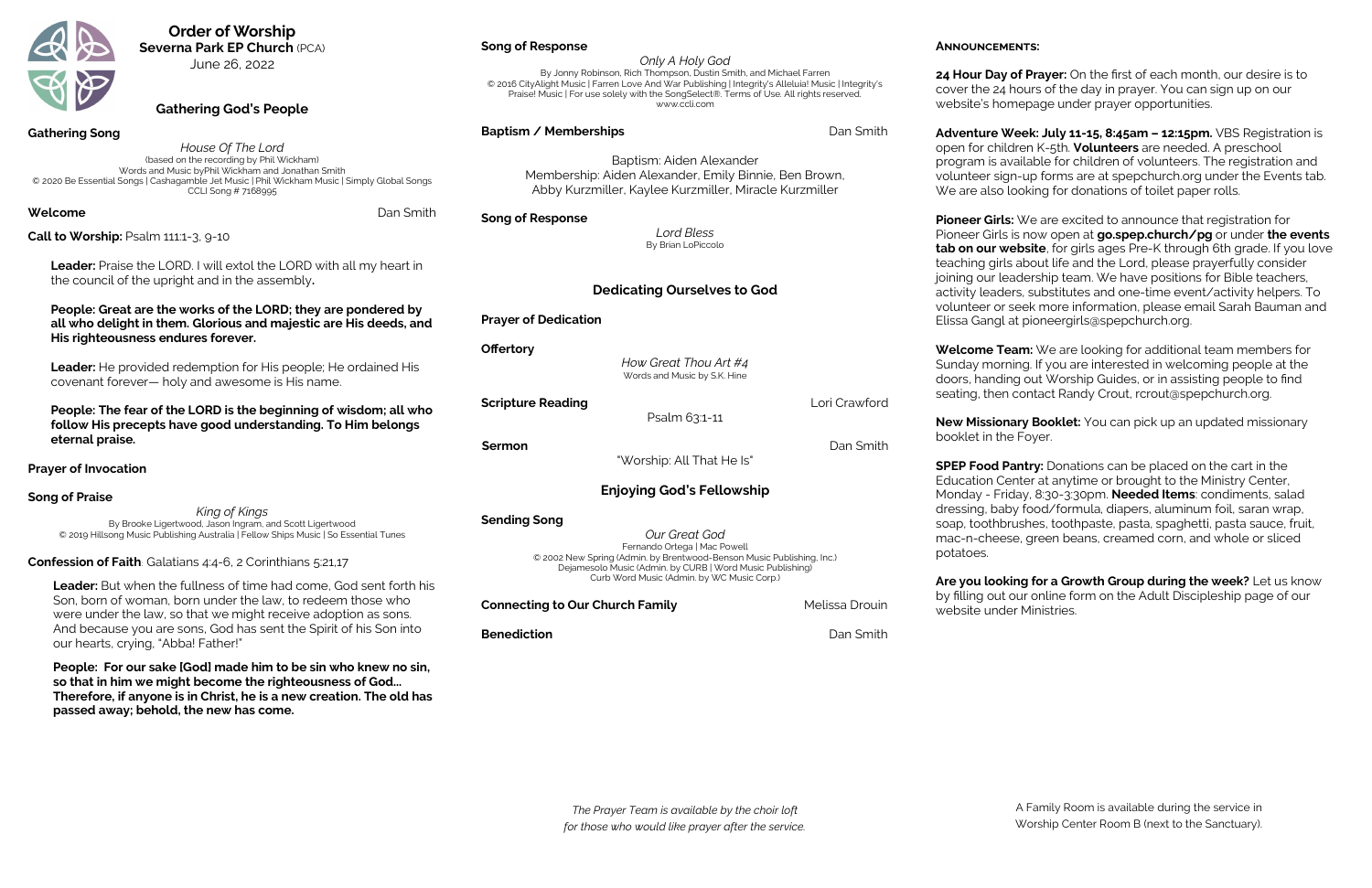# Order of Worship

**Severna Park EP Church** (PCA)

June 26, 2022

## Gathering God's People

**Gathering Song**

*House Of The Lord*

(based on the recording by Phil Wickham)

Words and Music byPhil Wickham and Jonathan Smith

© 2020 Be Essential Songs | Cashagamble Jet Music | Phil Wickham Music | Simply Global Songs

CCLI Song # 7168995

**Welcome** — Dan Smith

**Call to Worship:** Psalm 111:1-3, 9-10

**Leader:** Praise the LORD. I will extol the LORD with all my heart in the council of the upright and in the assembly**.**

**People: Great are the works of the LORD; they are pondered by all who delight in them. Glorious and majestic are His deeds, and His righteousness endures forever.**

**Leader:** He provided redemption for His people; He ordained His covenant forever— holy and awesome is His name.

**People: The fear of the LORD is the beginning of wisdom; all who follow His precepts have good understanding. To Him belongs eternal praise.**

**Prayer of Invocation**

**Song of Praise**

*King of Kings*

By Brooke Ligertwood, Jason Ingram, and Scott Ligertwood

© 2019 Hillsong Music Publishing Australia | Fellow Ships Music | So Essential Tunes

**Confession of Faith**: Galatians 4:4-6, 2 Corinthians 5:21,17

**Leader:** But when the fullness of time had come, God sent forth his Son, born of woman, born under the law, to redeem those who were under the law, so that we might receive adoption as sons. And because you are sons, God has sent the Spirit of his Son into our hearts, crying, "Abba! Father!"

**People: For our sake [God] made him to be sin who knew no sin, so that in him we might become the righteousness of God… Therefore, if anyone is in Christ, he is a new creation. The old has passed away; behold, the new has come.**

**Song of Response**

*Only A Holy God*

By Jonny Robinson, Rich Thompson, Dustin Smith, and Michael Farren

© 2016 CityAlight Music | Farren Love And War Publishing | Integrity's Alleluia! Music | Integrity's Praise! Music | For use solely with the SongSelect®. Terms of Use. All rights reserved. www.ccli.com

**Baptism / Memberships** — Dan Smith

Baptism: Aiden Alexander

Membership: Aiden Alexander, Emily Binnie, Ben Brown, Abby Kurzmiller, Kaylee Kurzmiller, Miracle Kurzmiller

**Song of Response**

*Lord Bless*

By Brian LoPiccolo

## Dedicating Ourselves to God

**Prayer of Dedication**

**Offertory**

*How Great Thou Art #4*

Words and Music by S.K. Hine

**Scripture Reading** — Lori Crawford

Psalm 63:1-11

**Sermon** — Dan Smith

"Worship: All That He Is"

## Enjoying God's Fellowship

**Sending Song**

*Our Great God*

Fernando Ortega | Mac Powell

© 2002 New Spring (Admin. by Brentwood-Benson Music Publishing, Inc.)

Dejamesolo Music (Admin. by CURB | Word Music Publishing)

Curb Word Music (Admin. by WC Music Corp.)

**Connecting to Our Church Family** — Melissa Drouin

**Benediction** — Dan Smith

*The Prayer Team is available by the choir loft for those who would like prayer after the service.*

## Announcements:

**24 Hour Day of Prayer:** On the first of each month, our desire is to cover the 24 hours of the day in prayer. You can sign up on our website's homepage under prayer opportunities.

**Adventure Week: July 11-15, 8:45am – 12:15pm.** VBS Registration is open for children K-5th. **Volunteers** are needed. A preschool program is available for children of volunteers. The registration and volunteer sign-up forms are at spepchurch.org under the Events tab. We are also looking for donations of toilet paper rolls.

**Pioneer Girls:** We are excited to announce that registration for Pioneer Girls is now open at **go.spep.church/pg** or under **the events tab on our website**, for girls ages Pre-K through 6th grade. If you love teaching girls about life and the Lord, please prayerfully consider joining our leadership team. We have positions for Bible teachers, activity leaders, substitutes and one-time event/activity helpers. To volunteer or seek more information, please email Sarah Bauman and Elissa Gangl at pioneergirls@spepchurch.org.

**Welcome Team:** We are looking for additional team members for Sunday morning. If you are interested in welcoming people at the doors, handing out Worship Guides, or in assisting people to find seating, then contact Randy Crout, rcrout@spepchurch.org.

**New Missionary Booklet:** You can pick up an updated missionary booklet in the Foyer.

**SPEP Food Pantry:** Donations can be placed on the cart in the Education Center at anytime or brought to the Ministry Center, Monday - Friday, 8:30-3:30pm. **Needed Items**: condiments, salad dressing, baby food/formula, diapers, aluminum foil, saran wrap, soap, toothbrushes, toothpaste, pasta, spaghetti, pasta sauce, fruit, mac-n-cheese, green beans, creamed corn, and whole or sliced potatoes.

**Are you looking for a Growth Group during the week?** Let us know by filling out our online form on the Adult Discipleship page of our website under Ministries.

A Family Room is available during the service in Worship Center Room B (next to the Sanctuary).